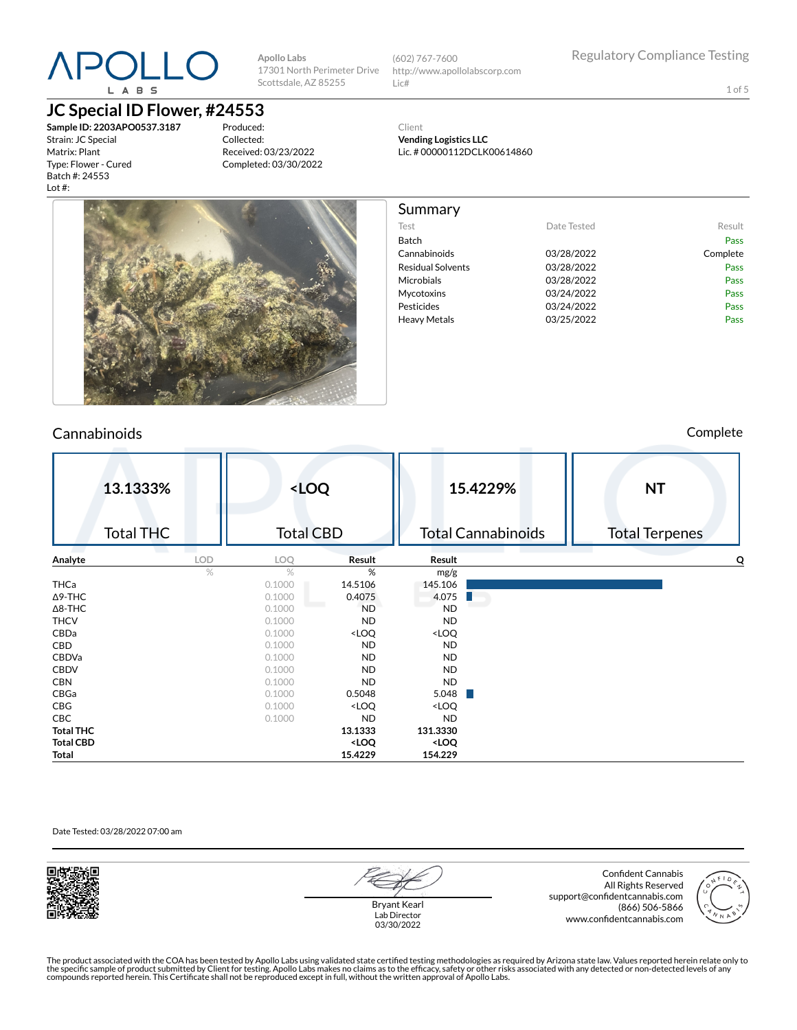APOLLO LABS

Apollo Labs
17301 North Perimeter Drive
Scottsdale, AZ 85255

(602) 767-7600
http://www.apollolabscorp.com
Lic#

Regulatory Compliance Testing

# JC Special ID Flower, #24553

**Sample ID: 2203APO0537.3187**
Strain: JC Special
Matrix: Plant
Type: Flower - Cured
Batch #: 24553
Lot #:

Produced:
Collected:
Received: 03/23/2022
Completed: 03/30/2022

Client
**Vending Logistics LLC**
Lic. # 00000112DCLK00614860

## Summary

| Test | Date Tested | Result |
|---|---|---|
| Batch | | Pass |
| Cannabinoids | 03/28/2022 | Complete |
| Residual Solvents | 03/28/2022 | Pass |
| Microbials | 03/28/2022 | Pass |
| Mycotoxins | 03/24/2022 | Pass |
| Pesticides | 03/24/2022 | Pass |
| Heavy Metals | 03/25/2022 | Pass |

## Cannabinoids

Complete

| 13.1333% | <LOQ | 15.4229% | NT |
|---|---|---|---|
| Total THC | Total CBD | Total Cannabinoids | Total Terpenes |

| Analyte | LOD | LOQ | Result | Result | Q |
|---|---|---|---|---|---|
| | % | % | % | mg/g | |
| THCa | | 0.1000 | 14.5106 | 145.106 | |
| Δ9-THC | | 0.1000 | 0.4075 | 4.075 | |
| Δ8-THC | | 0.1000 | ND | ND | |
| THCV | | 0.1000 | ND | ND | |
| CBDa | | 0.1000 | <LOQ | <LOQ | |
| CBD | | 0.1000 | ND | ND | |
| CBDVa | | 0.1000 | ND | ND | |
| CBDV | | 0.1000 | ND | ND | |
| CBN | | 0.1000 | ND | ND | |
| CBGa | | 0.1000 | 0.5048 | 5.048 | |
| CBG | | 0.1000 | <LOQ | <LOQ | |
| CBC | | 0.1000 | ND | ND | |
| **Total THC** | | | **13.1333** | **131.3330** | |
| **Total CBD** | | | **<LOQ** | **<LOQ** | |
| **Total** | | | **15.4229** | **154.229** | |

Date Tested: 03/28/2022 07:00 am

Bryant Kearl
Lab Director
03/30/2022

Confident Cannabis
All Rights Reserved
support@confidentcannabis.com
(866) 506-5866
www.confidentcannabis.com

The product associated with the COA has been tested by Apollo Labs using validated state certified testing methodologies as required by Arizona state law. Values reported herein relate only to the specific sample of product submitted by Client for testing. Apollo Labs makes no claims as to the efficacy, safety or other risks associated with any detected or non-detected levels of any compounds reported herein. This Certificate shall not be reproduced except in full, without the written approval of Apollo Labs.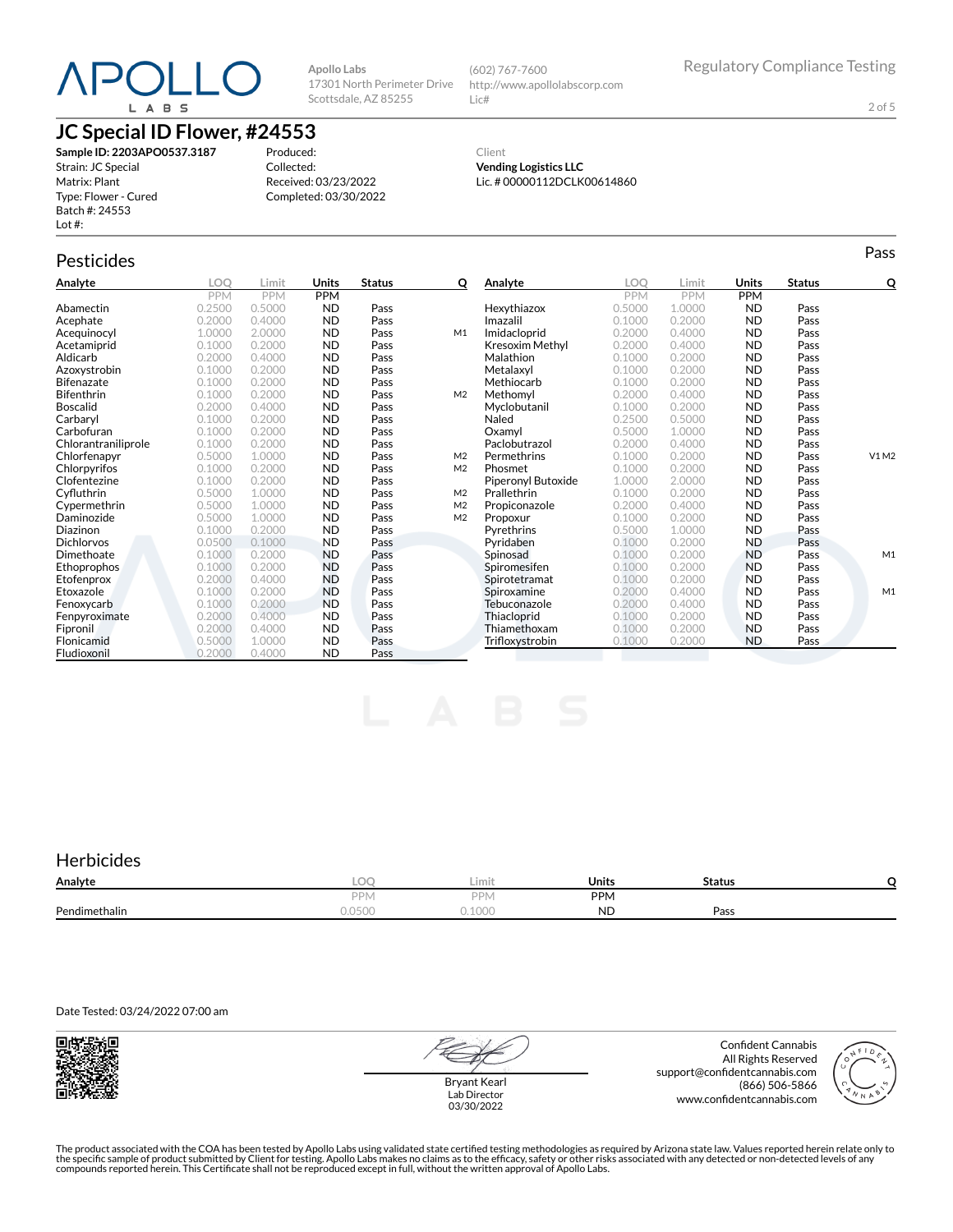# JC Special ID Flower, #24553

**Sample ID: 2203APO0537.3187**
Strain: JC Special
Matrix: Plant
Type: Flower - Cured
Batch #: 24553
Lot #:

Produced:
Collected:
Received: 03/23/2022
Completed: 03/30/2022

Client
**Vending Logistics LLC**
Lic. # 00000112DCLK00614860

Apollo Labs
17301 North Perimeter Drive
Scottsdale, AZ 85255

(602) 767-7600
http://www.apollolabscorp.com
Lic#

Regulatory Compliance Testing

## Pesticides

Pass

| Analyte | LOQ | Limit | Units | Status | Q |
|---|---|---|---|---|---|
| | PPM | PPM | PPM | | |
| Abamectin | 0.2500 | 0.5000 | ND | Pass | |
| Acephate | 0.2000 | 0.4000 | ND | Pass | |
| Acequinocyl | 1.0000 | 2.0000 | ND | Pass | M1 |
| Acetamiprid | 0.1000 | 0.2000 | ND | Pass | |
| Aldicarb | 0.2000 | 0.4000 | ND | Pass | |
| Azoxystrobin | 0.1000 | 0.2000 | ND | Pass | |
| Bifenazate | 0.1000 | 0.2000 | ND | Pass | |
| Bifenthrin | 0.1000 | 0.2000 | ND | Pass | M2 |
| Boscalid | 0.2000 | 0.4000 | ND | Pass | |
| Carbaryl | 0.1000 | 0.2000 | ND | Pass | |
| Carbofuran | 0.1000 | 0.2000 | ND | Pass | |
| Chlorantraniliprole | 0.1000 | 0.2000 | ND | Pass | |
| Chlorfenapyr | 0.5000 | 1.0000 | ND | Pass | M2 |
| Chlorpyrifos | 0.1000 | 0.2000 | ND | Pass | M2 |
| Clofentezine | 0.1000 | 0.2000 | ND | Pass | |
| Cyfluthrin | 0.5000 | 1.0000 | ND | Pass | M2 |
| Cypermethrin | 0.5000 | 1.0000 | ND | Pass | M2 |
| Daminozide | 0.5000 | 1.0000 | ND | Pass | M2 |
| Diazinon | 0.1000 | 0.2000 | ND | Pass | |
| Dichlorvos | 0.0500 | 0.1000 | ND | Pass | |
| Dimethoate | 0.1000 | 0.2000 | ND | Pass | |
| Ethoprophos | 0.1000 | 0.2000 | ND | Pass | |
| Etofenprox | 0.2000 | 0.4000 | ND | Pass | |
| Etoxazole | 0.1000 | 0.2000 | ND | Pass | |
| Fenoxycarb | 0.1000 | 0.2000 | ND | Pass | |
| Fenpyroximate | 0.2000 | 0.4000 | ND | Pass | |
| Fipronil | 0.2000 | 0.4000 | ND | Pass | |
| Flonicamid | 0.5000 | 1.0000 | ND | Pass | |
| Fludioxonil | 0.2000 | 0.4000 | ND | Pass | |
| Hexythiazox | 0.5000 | 1.0000 | ND | Pass | |
| Imazalil | 0.1000 | 0.2000 | ND | Pass | |
| Imidacloprid | 0.2000 | 0.4000 | ND | Pass | |
| Kresoxim Methyl | 0.2000 | 0.4000 | ND | Pass | |
| Malathion | 0.1000 | 0.2000 | ND | Pass | |
| Metalaxyl | 0.1000 | 0.2000 | ND | Pass | |
| Methiocarb | 0.1000 | 0.2000 | ND | Pass | |
| Methomyl | 0.2000 | 0.4000 | ND | Pass | |
| Myclobutanil | 0.1000 | 0.2000 | ND | Pass | |
| Naled | 0.2500 | 0.5000 | ND | Pass | |
| Oxamyl | 0.5000 | 1.0000 | ND | Pass | |
| Paclobutrazol | 0.2000 | 0.4000 | ND | Pass | |
| Permethrins | 0.1000 | 0.2000 | ND | Pass | V1 M2 |
| Phosmet | 0.1000 | 0.2000 | ND | Pass | |
| Piperonyl Butoxide | 1.0000 | 2.0000 | ND | Pass | |
| Prallethrin | 0.1000 | 0.2000 | ND | Pass | |
| Propiconazole | 0.2000 | 0.4000 | ND | Pass | |
| Propoxur | 0.1000 | 0.2000 | ND | Pass | |
| Pyrethrins | 0.5000 | 1.0000 | ND | Pass | |
| Pyridaben | 0.1000 | 0.2000 | ND | Pass | |
| Spinosad | 0.1000 | 0.2000 | ND | Pass | M1 |
| Spiromesifen | 0.1000 | 0.2000 | ND | Pass | |
| Spirotetramat | 0.1000 | 0.2000 | ND | Pass | |
| Spiroxamine | 0.2000 | 0.4000 | ND | Pass | M1 |
| Tebuconazole | 0.2000 | 0.4000 | ND | Pass | |
| Thiacloprid | 0.1000 | 0.2000 | ND | Pass | |
| Thiamethoxam | 0.1000 | 0.2000 | ND | Pass | |
| Trifloxystrobin | 0.1000 | 0.2000 | ND | Pass | |

## Herbicides

| Analyte | LOQ | Limit | Units | Status | Q |
|---|---|---|---|---|---|
| | PPM | PPM | PPM | | |
| Pendimethalin | 0.0500 | 0.1000 | ND | Pass | |

Date Tested: 03/24/2022 07:00 am

Bryant Kearl
Lab Director
03/30/2022

Confident Cannabis
All Rights Reserved
support@confidentcannabis.com
(866) 506-5866
www.confidentcannabis.com

The product associated with the COA has been tested by Apollo Labs using validated state certified testing methodologies as required by Arizona state law. Values reported herein relate only to the specific sample of product submitted by Client for testing. Apollo Labs makes no claims as to the efficacy, safety or other risks associated with any detected or non-detected levels of any compounds reported herein. This Certificate shall not be reproduced except in full, without the written approval of Apollo Labs.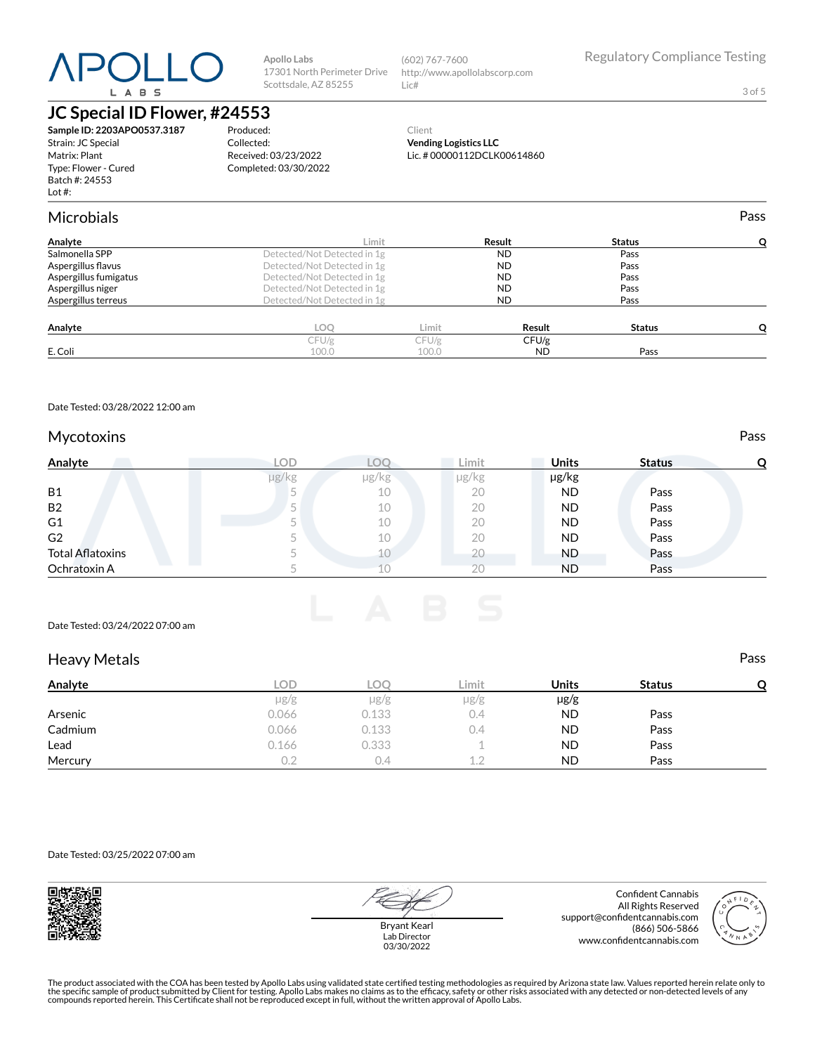Apollo Labs
17301 North Perimeter Drive
Scottsdale, AZ 85255

(602) 767-7600
http://www.apollolabscorp.com
Lic#

Regulatory Compliance Testing

# JC Special ID Flower, #24553

**Sample ID: 2203APO0537.3187**
Strain: JC Special
Matrix: Plant
Type: Flower - Cured
Batch #: 24553
Lot #:

Produced:
Collected:
Received: 03/23/2022
Completed: 03/30/2022

Client
**Vending Logistics LLC**
Lic. # 00000112DCLK00614860

## Microbials

Pass

| Analyte | Limit | Result | Status | Q |
|---|---|---|---|---|
| Salmonella SPP | Detected/Not Detected in 1g | ND | Pass | |
| Aspergillus flavus | Detected/Not Detected in 1g | ND | Pass | |
| Aspergillus fumigatus | Detected/Not Detected in 1g | ND | Pass | |
| Aspergillus niger | Detected/Not Detected in 1g | ND | Pass | |
| Aspergillus terreus | Detected/Not Detected in 1g | ND | Pass | |

| Analyte | LOQ | Limit | Result | Status | Q |
|---|---|---|---|---|---|
| | CFU/g | CFU/g | CFU/g | | |
| E. Coli | 100.0 | 100.0 | ND | Pass | |

Date Tested: 03/28/2022 12:00 am

## Mycotoxins

Pass

| Analyte | LOD | LOQ | Limit | Units | Status | Q |
|---|---|---|---|---|---|---|
| | µg/kg | µg/kg | µg/kg | µg/kg | | |
| B1 | 5 | 10 | 20 | ND | Pass | |
| B2 | 5 | 10 | 20 | ND | Pass | |
| G1 | 5 | 10 | 20 | ND | Pass | |
| G2 | 5 | 10 | 20 | ND | Pass | |
| Total Aflatoxins | 5 | 10 | 20 | ND | Pass | |
| Ochratoxin A | 5 | 10 | 20 | ND | Pass | |

Date Tested: 03/24/2022 07:00 am

## Heavy Metals

Pass

| Analyte | LOD | LOQ | Limit | Units | Status | Q |
|---|---|---|---|---|---|---|
| | µg/g | µg/g | µg/g | µg/g | | |
| Arsenic | 0.066 | 0.133 | 0.4 | ND | Pass | |
| Cadmium | 0.066 | 0.133 | 0.4 | ND | Pass | |
| Lead | 0.166 | 0.333 | 1 | ND | Pass | |
| Mercury | 0.2 | 0.4 | 1.2 | ND | Pass | |

Date Tested: 03/25/2022 07:00 am

Bryant Kearl
Lab Director
03/30/2022

Confident Cannabis
All Rights Reserved
support@confidentcannabis.com
(866) 506-5866
www.confidentcannabis.com

The product associated with the COA has been tested by Apollo Labs using validated state certified testing methodologies as required by Arizona state law. Values reported herein relate only to the specific sample of product submitted by Client for testing. Apollo Labs makes no claims as to the efficacy, safety or other risks associated with any detected or non-detected levels of any compounds reported herein. This Certificate shall not be reproduced except in full, without the written approval of Apollo Labs.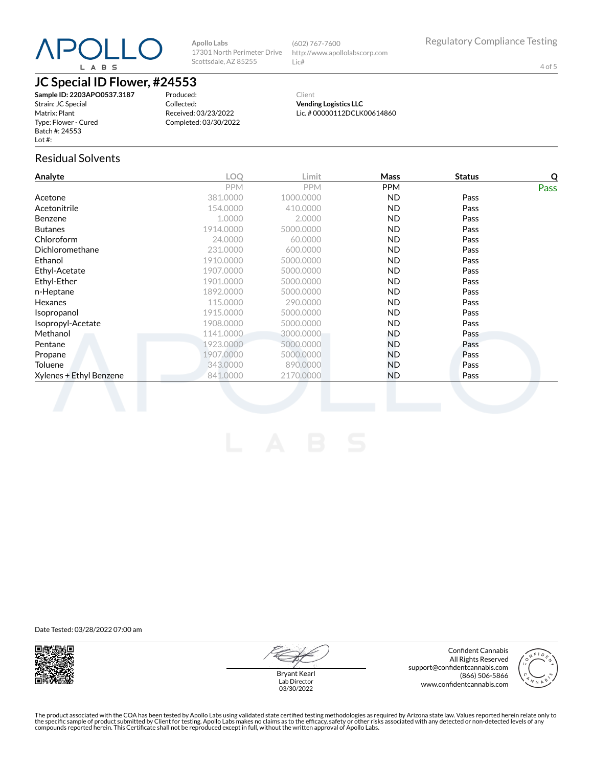Apollo Labs
17301 North Perimeter Drive
Scottsdale, AZ 85255

(602) 767-7600
http://www.apollolabscorp.com
Lic#

Regulatory Compliance Testing

# JC Special ID Flower, #24553

**Sample ID: 2203APO0537.3187**
Strain: JC Special
Matrix: Plant
Type: Flower - Cured
Batch #: 24553
Lot #:

Produced:
Collected:
Received: 03/23/2022
Completed: 03/30/2022

Client
**Vending Logistics LLC**
Lic. # 00000112DCLK00614860

## Residual Solvents

| Analyte | LOQ | Limit | Mass | Status | Q |
|---|---|---|---|---|---|
| | PPM | PPM | PPM | | Pass |
| Acetone | 381.0000 | 1000.0000 | ND | Pass | |
| Acetonitrile | 154.0000 | 410.0000 | ND | Pass | |
| Benzene | 1.0000 | 2.0000 | ND | Pass | |
| Butanes | 1914.0000 | 5000.0000 | ND | Pass | |
| Chloroform | 24.0000 | 60.0000 | ND | Pass | |
| Dichloromethane | 231.0000 | 600.0000 | ND | Pass | |
| Ethanol | 1910.0000 | 5000.0000 | ND | Pass | |
| Ethyl-Acetate | 1907.0000 | 5000.0000 | ND | Pass | |
| Ethyl-Ether | 1901.0000 | 5000.0000 | ND | Pass | |
| n-Heptane | 1892.0000 | 5000.0000 | ND | Pass | |
| Hexanes | 115.0000 | 290.0000 | ND | Pass | |
| Isopropanol | 1915.0000 | 5000.0000 | ND | Pass | |
| Isopropyl-Acetate | 1908.0000 | 5000.0000 | ND | Pass | |
| Methanol | 1141.0000 | 3000.0000 | ND | Pass | |
| Pentane | 1923.0000 | 5000.0000 | ND | Pass | |
| Propane | 1907.0000 | 5000.0000 | ND | Pass | |
| Toluene | 343.0000 | 890.0000 | ND | Pass | |
| Xylenes + Ethyl Benzene | 841.0000 | 2170.0000 | ND | Pass | |

Date Tested: 03/28/2022 07:00 am

Bryant Kearl
Lab Director
03/30/2022

Confident Cannabis
All Rights Reserved
support@confidentcannabis.com
(866) 506-5866
www.confidentcannabis.com

The product associated with the COA has been tested by Apollo Labs using validated state certified testing methodologies as required by Arizona state law. Values reported herein relate only to the specific sample of product submitted by Client for testing. Apollo Labs makes no claims as to the efficacy, safety or other risks associated with any detected or non-detected levels of any compounds reported herein. This Certificate shall not be reproduced except in full, without the written approval of Apollo Labs.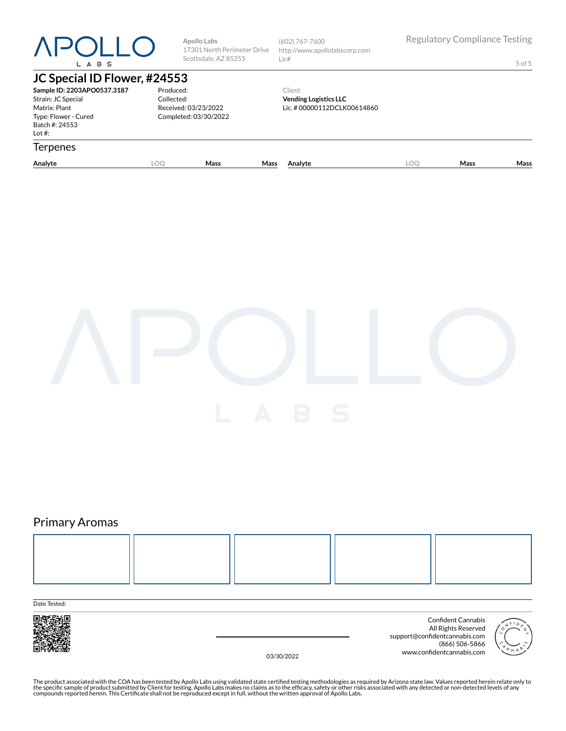# JC Special ID Flower, #24553

Apollo Labs
17301 North Perimeter Drive
Scottsdale, AZ 85255

(602) 767-7600
http://www.apollolabscorp.com
Lic#

Regulatory Compliance Testing

**Sample ID: 2203APO0537.3187**
Strain: JC Special
Matrix: Plant
Type: Flower - Cured
Batch #: 24553
Lot #:

Produced:
Collected:
Received: 03/23/2022
Completed: 03/30/2022

Client
**Vending Logistics LLC**
Lic. # 00000112DCLK00614860

## Terpenes

| Analyte | LOQ | Mass | Mass | Analyte | LOQ | Mass | Mass |
|---|---|---|---|---|---|---|---|

## Primary Aromas

Date Tested:

03/30/2022

Confident Cannabis
All Rights Reserved
support@confidentcannabis.com
(866) 506-5866
www.confidentcannabis.com

The product associated with the COA has been tested by Apollo Labs using validated state certified testing methodologies as required by Arizona state law. Values reported herein relate only to the specific sample of product submitted by Client for testing. Apollo Labs makes no claims as to the efficacy, safety or other risks associated with any detected or non-detected levels of any compounds reported herein. This Certificate shall not be reproduced except in full, without the written approval of Apollo Labs.